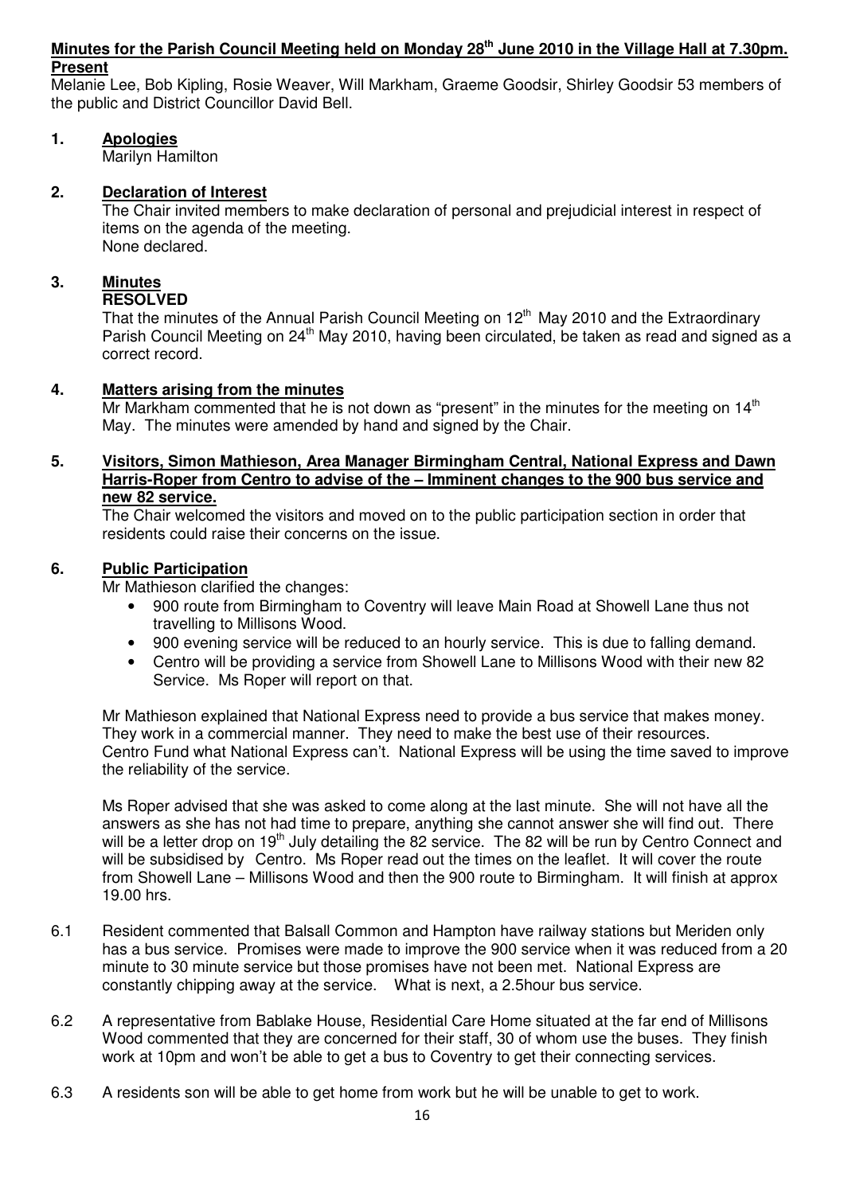**Minutes for the Parish Council Meeting held on Monday 28th June 2010 in the Village Hall at 7.30pm.**

**Present**

Melanie Lee, Bob Kipling, Rosie Weaver, Will Markham, Graeme Goodsir, Shirley Goodsir 53 members of the public and District Councillor David Bell.

**1. Apologies**

Marilyn Hamilton

**2. Declaration of Interest**

The Chair invited members to make declaration of personal and prejudicial interest in respect of items on the agenda of the meeting.
None declared.

**3. Minutes**

**RESOLVED**

That the minutes of the Annual Parish Council Meeting on 12th May 2010 and the Extraordinary Parish Council Meeting on 24th May 2010, having been circulated, be taken as read and signed as a correct record.

**4. Matters arising from the minutes**

Mr Markham commented that he is not down as "present" in the minutes for the meeting on 14th May. The minutes were amended by hand and signed by the Chair.

**5. Visitors, Simon Mathieson, Area Manager Birmingham Central, National Express and Dawn Harris-Roper from Centro to advise of the – Imminent changes to the 900 bus service and new 82 service.**

The Chair welcomed the visitors and moved on to the public participation section in order that residents could raise their concerns on the issue.

**6. Public Participation**

Mr Mathieson clarified the changes:

- 900 route from Birmingham to Coventry will leave Main Road at Showell Lane thus not travelling to Millisons Wood.
- 900 evening service will be reduced to an hourly service. This is due to falling demand.
- Centro will be providing a service from Showell Lane to Millisons Wood with their new 82 Service. Ms Roper will report on that.

Mr Mathieson explained that National Express need to provide a bus service that makes money. They work in a commercial manner. They need to make the best use of their resources. Centro Fund what National Express can't. National Express will be using the time saved to improve the reliability of the service.

Ms Roper advised that she was asked to come along at the last minute. She will not have all the answers as she has not had time to prepare, anything she cannot answer she will find out. There will be a letter drop on 19th July detailing the 82 service. The 82 will be run by Centro Connect and will be subsidised by Centro. Ms Roper read out the times on the leaflet. It will cover the route from Showell Lane – Millisons Wood and then the 900 route to Birmingham. It will finish at approx 19.00 hrs.

6.1 Resident commented that Balsall Common and Hampton have railway stations but Meriden only has a bus service. Promises were made to improve the 900 service when it was reduced from a 20 minute to 30 minute service but those promises have not been met. National Express are constantly chipping away at the service. What is next, a 2.5hour bus service.

6.2 A representative from Bablake House, Residential Care Home situated at the far end of Millisons Wood commented that they are concerned for their staff, 30 of whom use the buses. They finish work at 10pm and won't be able to get a bus to Coventry to get their connecting services.

6.3 A residents son will be able to get home from work but he will be unable to get to work.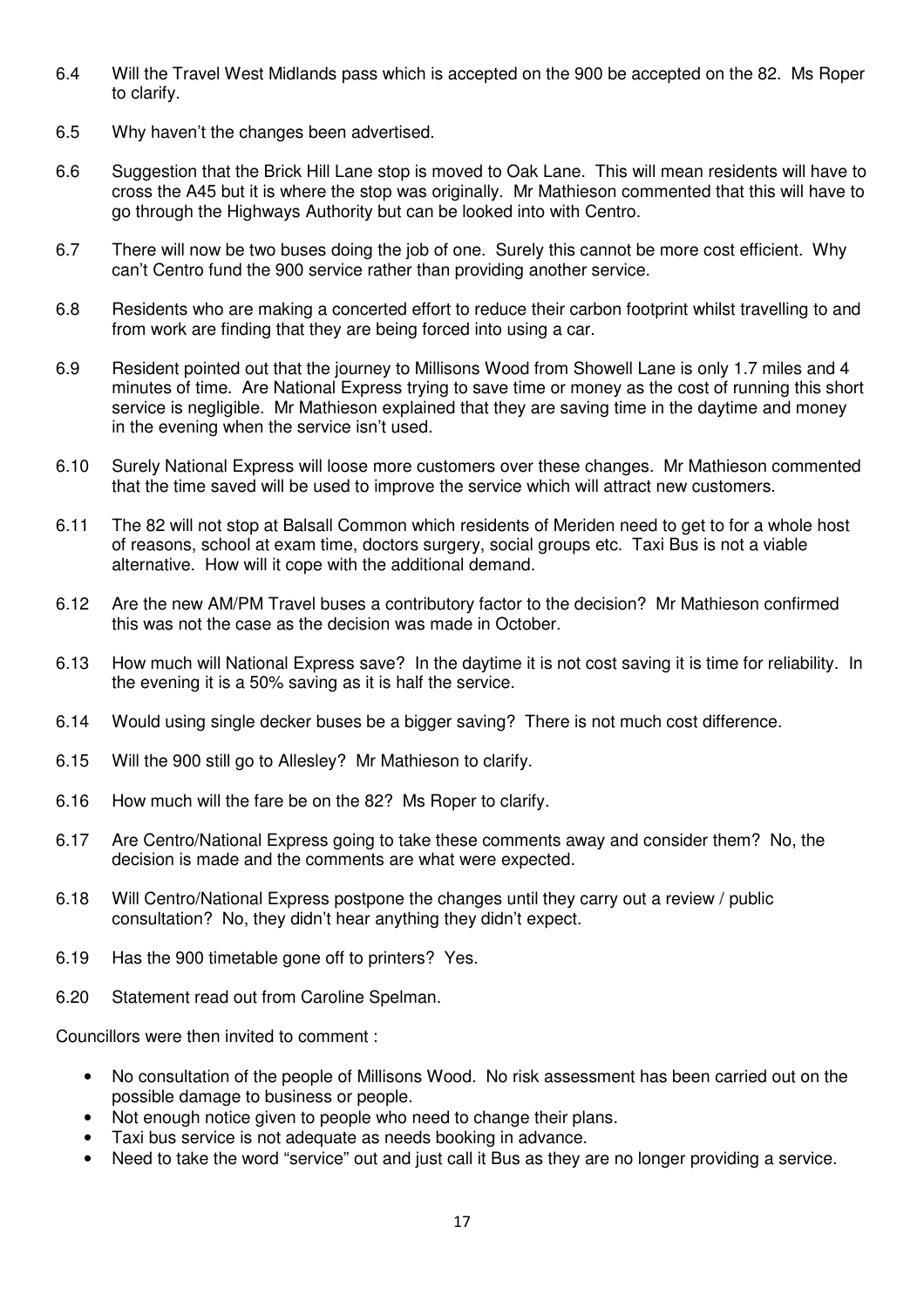6.4 Will the Travel West Midlands pass which is accepted on the 900 be accepted on the 82. Ms Roper to clarify.

6.5 Why haven't the changes been advertised.

6.6 Suggestion that the Brick Hill Lane stop is moved to Oak Lane. This will mean residents will have to cross the A45 but it is where the stop was originally. Mr Mathieson commented that this will have to go through the Highways Authority but can be looked into with Centro.

6.7 There will now be two buses doing the job of one. Surely this cannot be more cost efficient. Why can't Centro fund the 900 service rather than providing another service.

6.8 Residents who are making a concerted effort to reduce their carbon footprint whilst travelling to and from work are finding that they are being forced into using a car.

6.9 Resident pointed out that the journey to Millisons Wood from Showell Lane is only 1.7 miles and 4 minutes of time. Are National Express trying to save time or money as the cost of running this short service is negligible. Mr Mathieson explained that they are saving time in the daytime and money in the evening when the service isn't used.

6.10 Surely National Express will loose more customers over these changes. Mr Mathieson commented that the time saved will be used to improve the service which will attract new customers.

6.11 The 82 will not stop at Balsall Common which residents of Meriden need to get to for a whole host of reasons, school at exam time, doctors surgery, social groups etc. Taxi Bus is not a viable alternative. How will it cope with the additional demand.

6.12 Are the new AM/PM Travel buses a contributory factor to the decision? Mr Mathieson confirmed this was not the case as the decision was made in October.

6.13 How much will National Express save? In the daytime it is not cost saving it is time for reliability. In the evening it is a 50% saving as it is half the service.

6.14 Would using single decker buses be a bigger saving? There is not much cost difference.

6.15 Will the 900 still go to Allesley? Mr Mathieson to clarify.

6.16 How much will the fare be on the 82? Ms Roper to clarify.

6.17 Are Centro/National Express going to take these comments away and consider them? No, the decision is made and the comments are what were expected.

6.18 Will Centro/National Express postpone the changes until they carry out a review / public consultation? No, they didn't hear anything they didn't expect.

6.19 Has the 900 timetable gone off to printers? Yes.

6.20 Statement read out from Caroline Spelman.

Councillors were then invited to comment :

- No consultation of the people of Millisons Wood. No risk assessment has been carried out on the possible damage to business or people.
- Not enough notice given to people who need to change their plans.
- Taxi bus service is not adequate as needs booking in advance.
- Need to take the word "service" out and just call it Bus as they are no longer providing a service.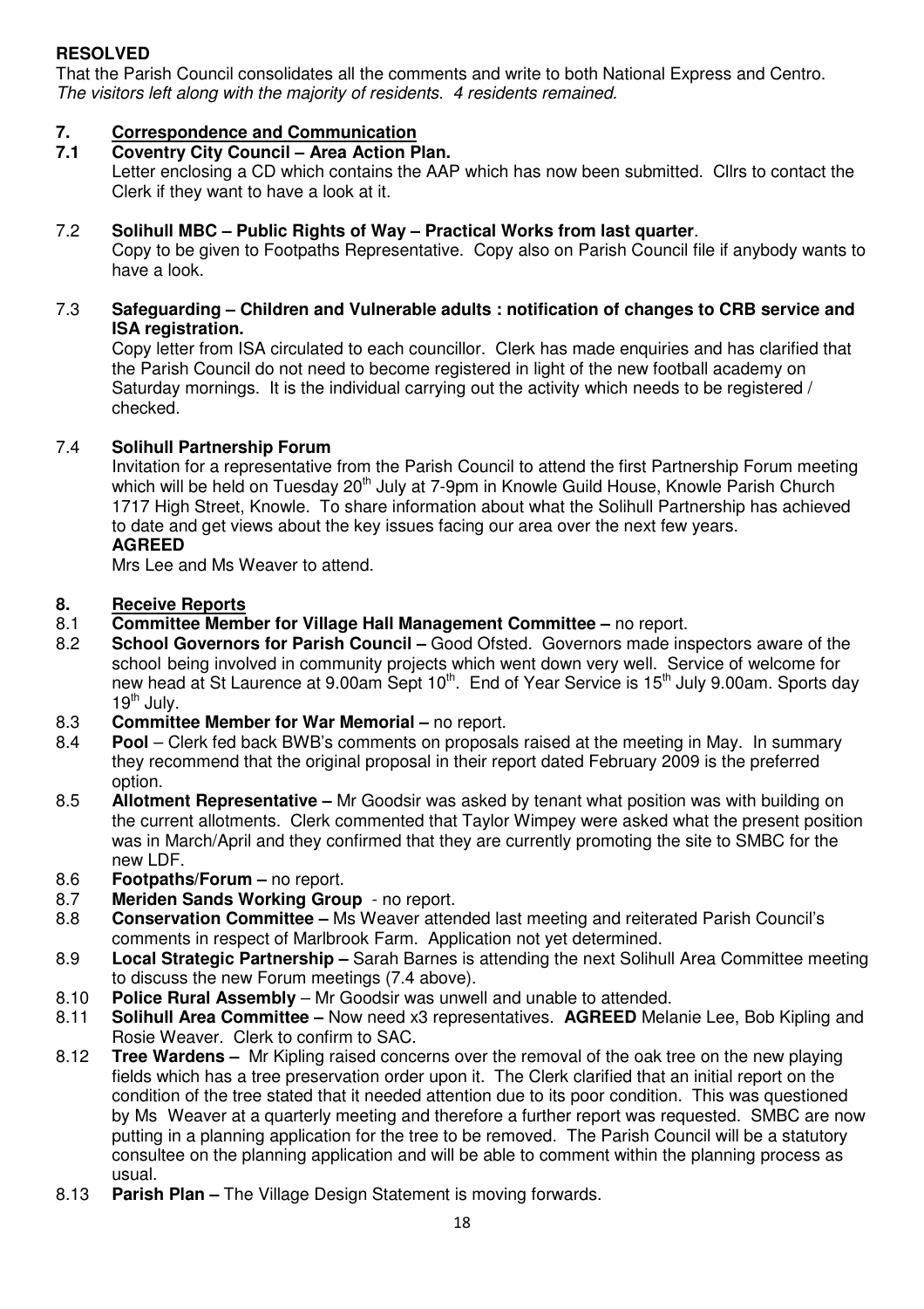**RESOLVED**

That the Parish Council consolidates all the comments and write to both National Express and Centro.
*The visitors left along with the majority of residents. 4 residents remained.*

## 7. Correspondence and Communication

**7.1 Coventry City Council – Area Action Plan.**

Letter enclosing a CD which contains the AAP which has now been submitted. Cllrs to contact the Clerk if they want to have a look at it.

7.2 **Solihull MBC – Public Rights of Way – Practical Works from last quarter**.

Copy to be given to Footpaths Representative. Copy also on Parish Council file if anybody wants to have a look.

7.3 **Safeguarding – Children and Vulnerable adults : notification of changes to CRB service and ISA registration.**

Copy letter from ISA circulated to each councillor. Clerk has made enquiries and has clarified that the Parish Council do not need to become registered in light of the new football academy on Saturday mornings. It is the individual carrying out the activity which needs to be registered / checked.

7.4 **Solihull Partnership Forum**

Invitation for a representative from the Parish Council to attend the first Partnership Forum meeting which will be held on Tuesday 20th July at 7-9pm in Knowle Guild House, Knowle Parish Church 1717 High Street, Knowle. To share information about what the Solihull Partnership has achieved to date and get views about the key issues facing our area over the next few years.

**AGREED**

Mrs Lee and Ms Weaver to attend.

## 8. Receive Reports

8.1 **Committee Member for Village Hall Management Committee –** no report.

8.2 **School Governors for Parish Council –** Good Ofsted. Governors made inspectors aware of the school being involved in community projects which went down very well. Service of welcome for new head at St Laurence at 9.00am Sept 10th. End of Year Service is 15th July 9.00am. Sports day 19th July.

8.3 **Committee Member for War Memorial –** no report.

8.4 **Pool** – Clerk fed back BWB's comments on proposals raised at the meeting in May. In summary they recommend that the original proposal in their report dated February 2009 is the preferred option.

8.5 **Allotment Representative –** Mr Goodsir was asked by tenant what position was with building on the current allotments. Clerk commented that Taylor Wimpey were asked what the present position was in March/April and they confirmed that they are currently promoting the site to SMBC for the new LDF.

8.6 **Footpaths/Forum –** no report.

8.7 **Meriden Sands Working Group** - no report.

8.8 **Conservation Committee –** Ms Weaver attended last meeting and reiterated Parish Council's comments in respect of Marlbrook Farm. Application not yet determined.

8.9 **Local Strategic Partnership –** Sarah Barnes is attending the next Solihull Area Committee meeting to discuss the new Forum meetings (7.4 above).

8.10 **Police Rural Assembly** – Mr Goodsir was unwell and unable to attended.

8.11 **Solihull Area Committee –** Now need x3 representatives. **AGREED** Melanie Lee, Bob Kipling and Rosie Weaver. Clerk to confirm to SAC.

8.12 **Tree Wardens –** Mr Kipling raised concerns over the removal of the oak tree on the new playing fields which has a tree preservation order upon it. The Clerk clarified that an initial report on the condition of the tree stated that it needed attention due to its poor condition. This was questioned by Ms Weaver at a quarterly meeting and therefore a further report was requested. SMBC are now putting in a planning application for the tree to be removed. The Parish Council will be a statutory consultee on the planning application and will be able to comment within the planning process as usual.

8.13 **Parish Plan –** The Village Design Statement is moving forwards.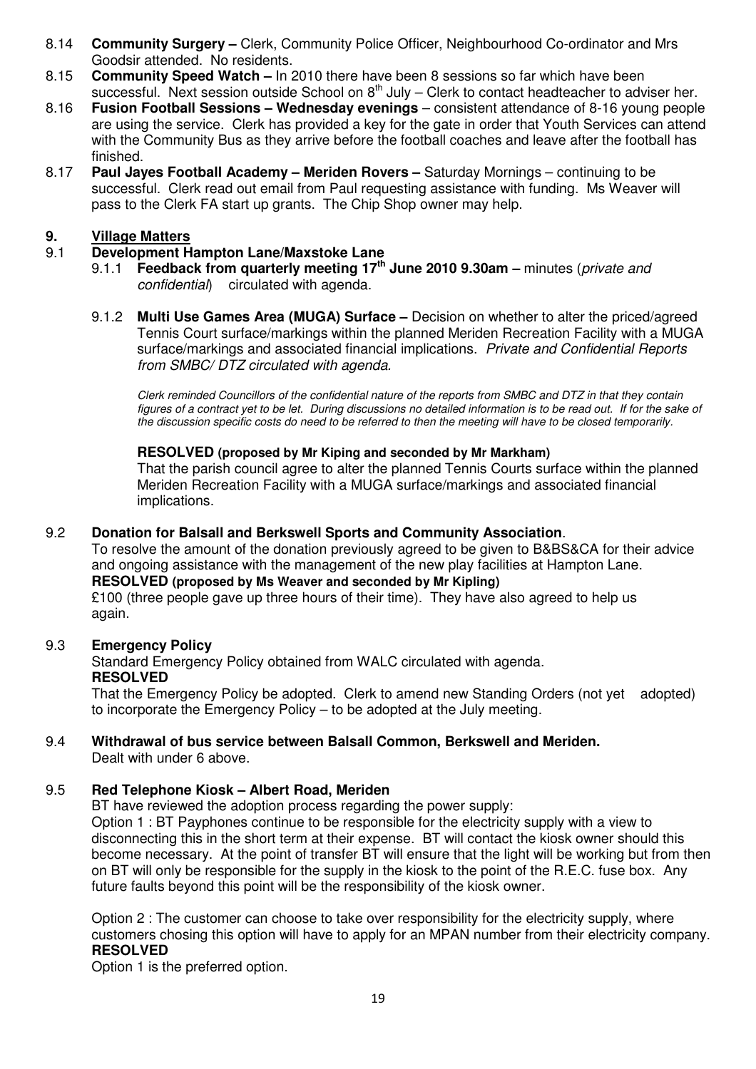8.14 **Community Surgery –** Clerk, Community Police Officer, Neighbourhood Co-ordinator and Mrs Goodsir attended. No residents.

8.15 **Community Speed Watch –** In 2010 there have been 8 sessions so far which have been successful. Next session outside School on 8th July – Clerk to contact headteacher to adviser her.

8.16 **Fusion Football Sessions – Wednesday evenings** – consistent attendance of 8-16 young people are using the service. Clerk has provided a key for the gate in order that Youth Services can attend with the Community Bus as they arrive before the football coaches and leave after the football has finished.

8.17 **Paul Jayes Football Academy – Meriden Rovers –** Saturday Mornings – continuing to be successful. Clerk read out email from Paul requesting assistance with funding. Ms Weaver will pass to the Clerk FA start up grants. The Chip Shop owner may help.

## 9. Village Matters

### 9.1 Development Hampton Lane/Maxstoke Lane

9.1.1 **Feedback from quarterly meeting 17th June 2010 9.30am –** minutes (*private and confidential*) circulated with agenda.

9.1.2 **Multi Use Games Area (MUGA) Surface –** Decision on whether to alter the priced/agreed Tennis Court surface/markings within the planned Meriden Recreation Facility with a MUGA surface/markings and associated financial implications. *Private and Confidential Reports from SMBC/ DTZ circulated with agenda.*

*Clerk reminded Councillors of the confidential nature of the reports from SMBC and DTZ in that they contain figures of a contract yet to be let. During discussions no detailed information is to be read out. If for the sake of the discussion specific costs do need to be referred to then the meeting will have to be closed temporarily.*

**RESOLVED (proposed by Mr Kiping and seconded by Mr Markham)**
That the parish council agree to alter the planned Tennis Courts surface within the planned Meriden Recreation Facility with a MUGA surface/markings and associated financial implications.

### 9.2 Donation for Balsall and Berkswell Sports and Community Association.

To resolve the amount of the donation previously agreed to be given to B&BS&CA for their advice and ongoing assistance with the management of the new play facilities at Hampton Lane.
**RESOLVED (proposed by Ms Weaver and seconded by Mr Kipling)**
£100 (three people gave up three hours of their time). They have also agreed to help us again.

### 9.3 Emergency Policy

Standard Emergency Policy obtained from WALC circulated with agenda.
**RESOLVED**
That the Emergency Policy be adopted. Clerk to amend new Standing Orders (not yet adopted) to incorporate the Emergency Policy – to be adopted at the July meeting.

### 9.4 Withdrawal of bus service between Balsall Common, Berkswell and Meriden.

Dealt with under 6 above.

### 9.5 Red Telephone Kiosk – Albert Road, Meriden

BT have reviewed the adoption process regarding the power supply:
Option 1 : BT Payphones continue to be responsible for the electricity supply with a view to disconnecting this in the short term at their expense. BT will contact the kiosk owner should this become necessary. At the point of transfer BT will ensure that the light will be working but from then on BT will only be responsible for the supply in the kiosk to the point of the R.E.C. fuse box. Any future faults beyond this point will be the responsibility of the kiosk owner.

Option 2 : The customer can choose to take over responsibility for the electricity supply, where customers chosing this option will have to apply for an MPAN number from their electricity company.
**RESOLVED**
Option 1 is the preferred option.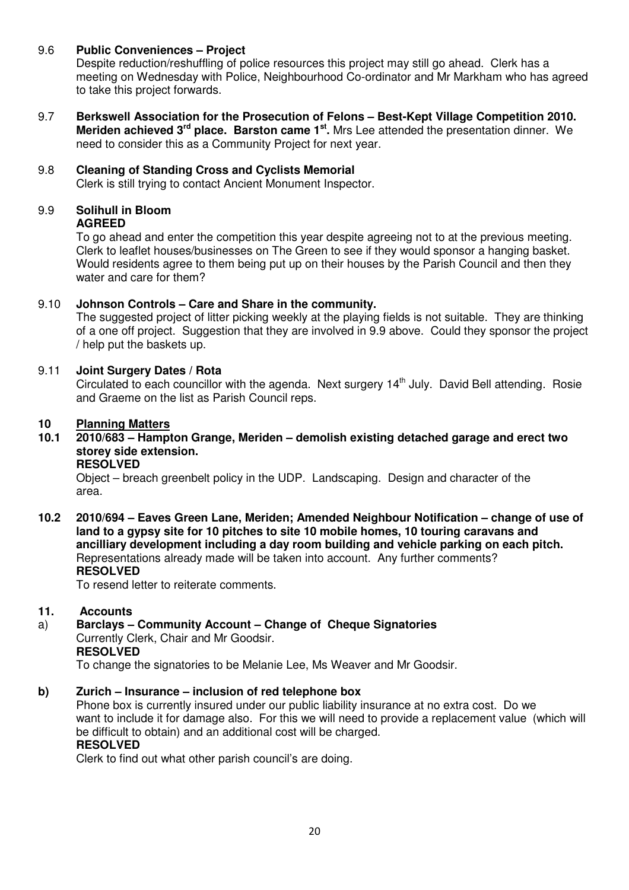9.6 **Public Conveniences – Project**
Despite reduction/reshuffling of police resources this project may still go ahead. Clerk has a meeting on Wednesday with Police, Neighbourhood Co-ordinator and Mr Markham who has agreed to take this project forwards.

9.7 **Berkswell Association for the Prosecution of Felons – Best-Kept Village Competition 2010. Meriden achieved 3rd place. Barston came 1st.** Mrs Lee attended the presentation dinner. We need to consider this as a Community Project for next year.

9.8 **Cleaning of Standing Cross and Cyclists Memorial**
Clerk is still trying to contact Ancient Monument Inspector.

9.9 **Solihull in Bloom**
**AGREED**
To go ahead and enter the competition this year despite agreeing not to at the previous meeting. Clerk to leaflet houses/businesses on The Green to see if they would sponsor a hanging basket. Would residents agree to them being put up on their houses by the Parish Council and then they water and care for them?

9.10 **Johnson Controls – Care and Share in the community.**
The suggested project of litter picking weekly at the playing fields is not suitable. They are thinking of a one off project. Suggestion that they are involved in 9.9 above. Could they sponsor the project / help put the baskets up.

9.11 **Joint Surgery Dates / Rota**
Circulated to each councillor with the agenda. Next surgery 14th July. David Bell attending. Rosie and Graeme on the list as Parish Council reps.

## 10 Planning Matters

**10.1 2010/683 – Hampton Grange, Meriden – demolish existing detached garage and erect two storey side extension.**
**RESOLVED**
Object – breach greenbelt policy in the UDP. Landscaping. Design and character of the area.

**10.2 2010/694 – Eaves Green Lane, Meriden; Amended Neighbour Notification – change of use of land to a gypsy site for 10 pitches to site 10 mobile homes, 10 touring caravans and ancilliary development including a day room building and vehicle parking on each pitch.**
Representations already made will be taken into account. Any further comments?
**RESOLVED**
To resend letter to reiterate comments.

## 11. Accounts

a) **Barclays – Community Account – Change of Cheque Signatories**
Currently Clerk, Chair and Mr Goodsir.
**RESOLVED**
To change the signatories to be Melanie Lee, Ms Weaver and Mr Goodsir.

**b) Zurich – Insurance – inclusion of red telephone box**
Phone box is currently insured under our public liability insurance at no extra cost. Do we want to include it for damage also. For this we will need to provide a replacement value (which will be difficult to obtain) and an additional cost will be charged.
**RESOLVED**
Clerk to find out what other parish council's are doing.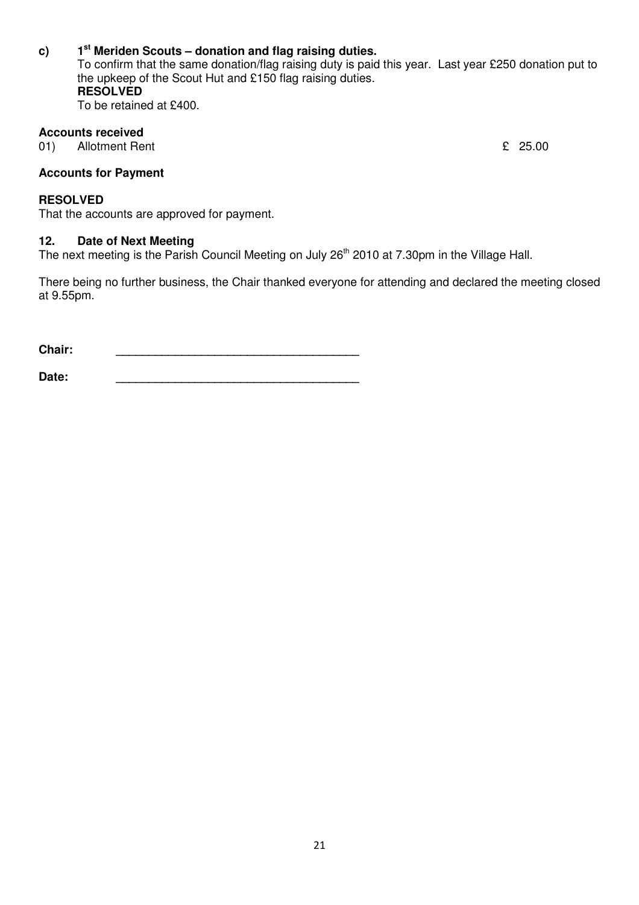**c) 1st Meriden Scouts – donation and flag raising duties.**

To confirm that the same donation/flag raising duty is paid this year. Last year £250 donation put to the upkeep of the Scout Hut and £150 flag raising duties.

**RESOLVED**

To be retained at £400.

**Accounts received**

01) Allotment Rent £ 25.00

**Accounts for Payment**

**RESOLVED**

That the accounts are approved for payment.

**12. Date of Next Meeting**

The next meeting is the Parish Council Meeting on July 26th 2010 at 7.30pm in the Village Hall.

There being no further business, the Chair thanked everyone for attending and declared the meeting closed at 9.55pm.

**Chair:** ______________________________________

**Date:** ______________________________________